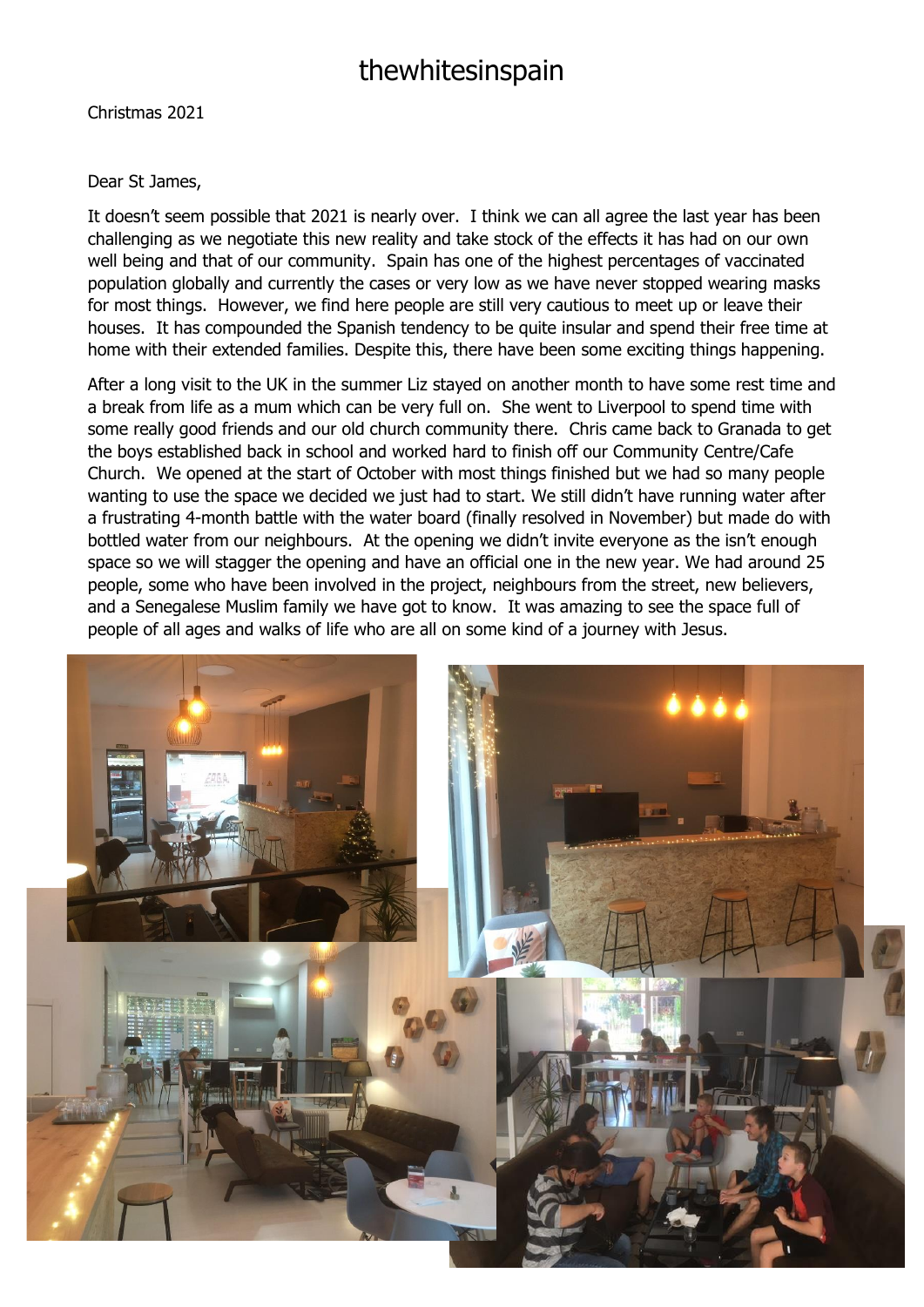# thewhitesinspain

Christmas 2021

Dear St James,

It doesn't seem possible that 2021 is nearly over. I think we can all agree the last year has been challenging as we negotiate this new reality and take stock of the effects it has had on our own well being and that of our community. Spain has one of the highest percentages of vaccinated population globally and currently the cases or very low as we have never stopped wearing masks for most things. However, we find here people are still very cautious to meet up or leave their houses. It has compounded the Spanish tendency to be quite insular and spend their free time at home with their extended families. Despite this, there have been some exciting things happening.

After a long visit to the UK in the summer Liz stayed on another month to have some rest time and a break from life as a mum which can be very full on. She went to Liverpool to spend time with some really good friends and our old church community there. Chris came back to Granada to get the boys established back in school and worked hard to finish off our Community Centre/Cafe Church. We opened at the start of October with most things finished but we had so many people wanting to use the space we decided we just had to start. We still didn't have running water after a frustrating 4-month battle with the water board (finally resolved in November) but made do with bottled water from our neighbours. At the opening we didn't invite everyone as the isn't enough space so we will stagger the opening and have an official one in the new year. We had around 25 people, some who have been involved in the project, neighbours from the street, new believers, and a Senegalese Muslim family we have got to know. It was amazing to see the space full of people of all ages and walks of life who are all on some kind of a journey with Jesus.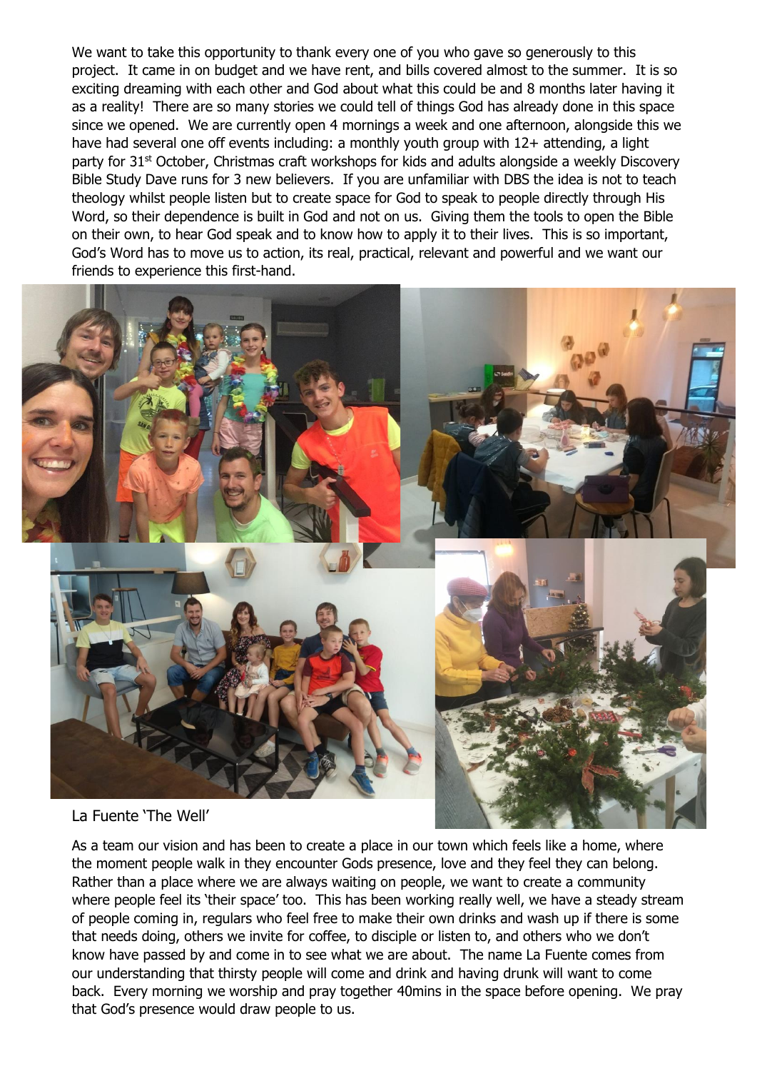We want to take this opportunity to thank every one of you who gave so generously to this project. It came in on budget and we have rent, and bills covered almost to the summer. It is so exciting dreaming with each other and God about what this could be and 8 months later having it as a reality! There are so many stories we could tell of things God has already done in this space since we opened. We are currently open 4 mornings a week and one afternoon, alongside this we have had several one off events including: a monthly youth group with 12+ attending, a light party for 31st October, Christmas craft workshops for kids and adults alongside a weekly Discovery Bible Study Dave runs for 3 new believers. If you are unfamiliar with DBS the idea is not to teach theology whilst people listen but to create space for God to speak to people directly through His Word, so their dependence is built in God and not on us. Giving them the tools to open the Bible on their own, to hear God speak and to know how to apply it to their lives. This is so important, God's Word has to move us to action, its real, practical, relevant and powerful and we want our friends to experience this first-hand.

La Fuente 'The Well'

As a team our vision and has been to create a place in our town which feels like a home, where the moment people walk in they encounter Gods presence, love and they feel they can belong. Rather than a place where we are always waiting on people, we want to create a community where people feel its 'their space' too. This has been working really well, we have a steady stream of people coming in, regulars who feel free to make their own drinks and wash up if there is some that needs doing, others we invite for coffee, to disciple or listen to, and others who we don't know have passed by and come in to see what we are about. The name La Fuente comes from our understanding that thirsty people will come and drink and having drunk will want to come back. Every morning we worship and pray together 40mins in the space before opening. We pray that God's presence would draw people to us.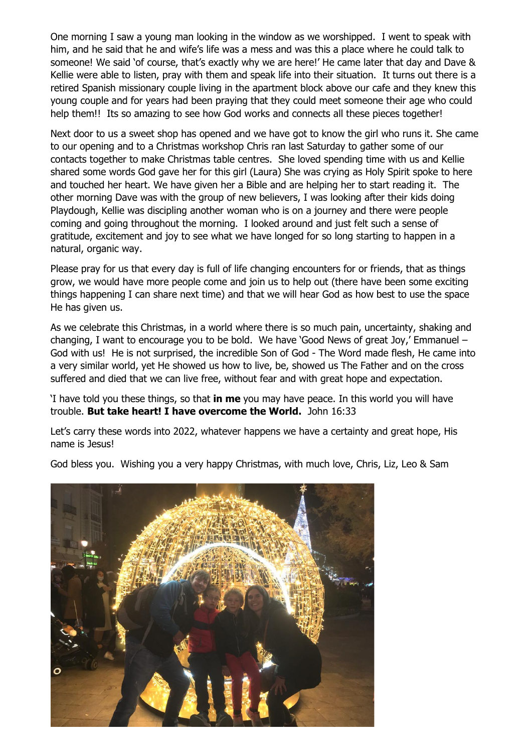One morning I saw a young man looking in the window as we worshipped. I went to speak with him, and he said that he and wife's life was a mess and was this a place where he could talk to someone! We said 'of course, that's exactly why we are here!' He came later that day and Dave & Kellie were able to listen, pray with them and speak life into their situation. It turns out there is a retired Spanish missionary couple living in the apartment block above our cafe and they knew this young couple and for years had been praying that they could meet someone their age who could help them!! Its so amazing to see how God works and connects all these pieces together!

Next door to us a sweet shop has opened and we have got to know the girl who runs it. She came to our opening and to a Christmas workshop Chris ran last Saturday to gather some of our contacts together to make Christmas table centres. She loved spending time with us and Kellie shared some words God gave her for this girl (Laura) She was crying as Holy Spirit spoke to here and touched her heart. We have given her a Bible and are helping her to start reading it. The other morning Dave was with the group of new believers, I was looking after their kids doing Playdough, Kellie was discipling another woman who is on a journey and there were people coming and going throughout the morning. I looked around and just felt such a sense of gratitude, excitement and joy to see what we have longed for so long starting to happen in a natural, organic way.

Please pray for us that every day is full of life changing encounters for or friends, that as things grow, we would have more people come and join us to help out (there have been some exciting things happening I can share next time) and that we will hear God as how best to use the space He has given us.

As we celebrate this Christmas, in a world where there is so much pain, uncertainty, shaking and changing, I want to encourage you to be bold. We have 'Good News of great Joy,' Emmanuel – God with us! He is not surprised, the incredible Son of God - The Word made flesh, He came into a very similar world, yet He showed us how to live, be, showed us The Father and on the cross suffered and died that we can live free, without fear and with great hope and expectation.

'I have told you these things, so that **in me** you may have peace. In this world you will have trouble. **But take heart! I have overcome the World.** John 16:33

Let's carry these words into 2022, whatever happens we have a certainty and great hope, His name is Jesus!

God bless you. Wishing you a very happy Christmas, with much love, Chris, Liz, Leo & Sam